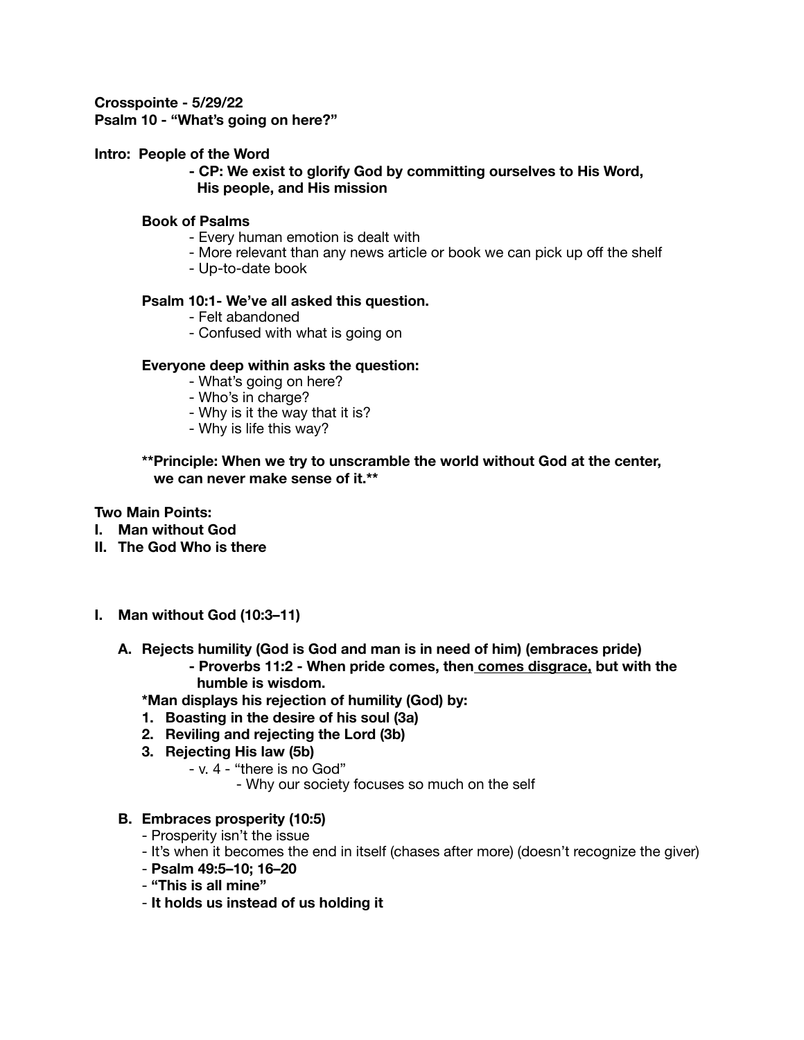**Crosspointe - 5/29/22**
**Psalm 10 - "What's going on here?"**

**Intro: People of the Word**

- **CP: We exist to glorify God by committing ourselves to His Word, His people, and His mission**

**Book of Psalms**

- Every human emotion is dealt with
- More relevant than any news article or book we can pick up off the shelf
- Up-to-date book

**Psalm 10:1- We've all asked this question.**

- Felt abandoned
- Confused with what is going on

**Everyone deep within asks the question:**

- What's going on here?
- Who's in charge?
- Why is it the way that it is?
- Why is life this way?

****Principle: When we try to unscramble the world without God at the center, we can never make sense of it.****

**Two Main Points:**

**I. Man without God**
**II. The God Who is there**

**I. Man without God (10:3–11)**

**A. Rejects humility (God is God and man is in need of him) (embraces pride)**

- **Proverbs 11:2 - When pride comes, then <u>comes disgrace,</u> but with the humble is wisdom.**

**\*Man displays his rejection of humility (God) by:**

1. **Boasting in the desire of his soul (3a)**
2. **Reviling and rejecting the Lord (3b)**
3. **Rejecting His law (5b)**
   - v. 4 - "there is no God"
     - Why our society focuses so much on the self

**B. Embraces prosperity (10:5)**

- Prosperity isn't the issue
- It's when it becomes the end in itself (chases after more) (doesn't recognize the giver)
- **Psalm 49:5–10; 16–20**
- **"This is all mine"**
- **It holds us instead of us holding it**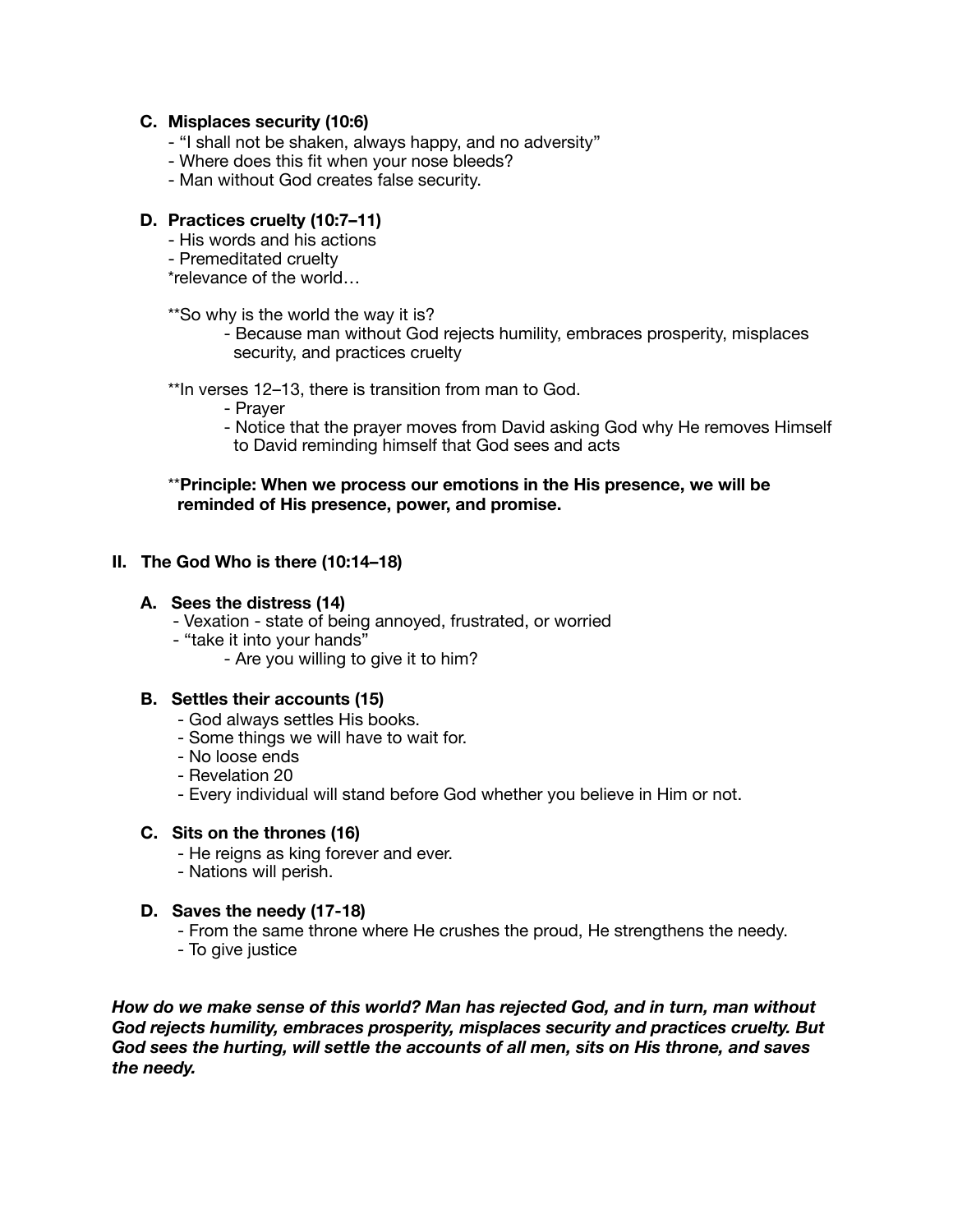### C. Misplaces security (10:6)

- "I shall not be shaken, always happy, and no adversity"
- Where does this fit when your nose bleeds?
- Man without God creates false security.

### D. Practices cruelty (10:7–11)

- His words and his actions
- Premeditated cruelty

*relevance of the world…

**So why is the world the way it is?

- Because man without God rejects humility, embraces prosperity, misplaces security, and practices cruelty

**In verses 12–13, there is transition from man to God.

- Prayer
- Notice that the prayer moves from David asking God why He removes Himself to David reminding himself that God sees and acts

****Principle: When we process our emotions in the His presence, we will be reminded of His presence, power, and promise.**

## II. The God Who is there (10:14–18)

### A. Sees the distress (14)

- Vexation - state of being annoyed, frustrated, or worried
- "take it into your hands"
  - Are you willing to give it to him?

### B. Settles their accounts (15)

- God always settles His books.
- Some things we will have to wait for.
- No loose ends
- Revelation 20
- Every individual will stand before God whether you believe in Him or not.

### C. Sits on the thrones (16)

- He reigns as king forever and ever.
- Nations will perish.

### D. Saves the needy (17-18)

- From the same throne where He crushes the proud, He strengthens the needy.
- To give justice

***How do we make sense of this world? Man has rejected God, and in turn, man without God rejects humility, embraces prosperity, misplaces security and practices cruelty. But God sees the hurting, will settle the accounts of all men, sits on His throne, and saves the needy.***